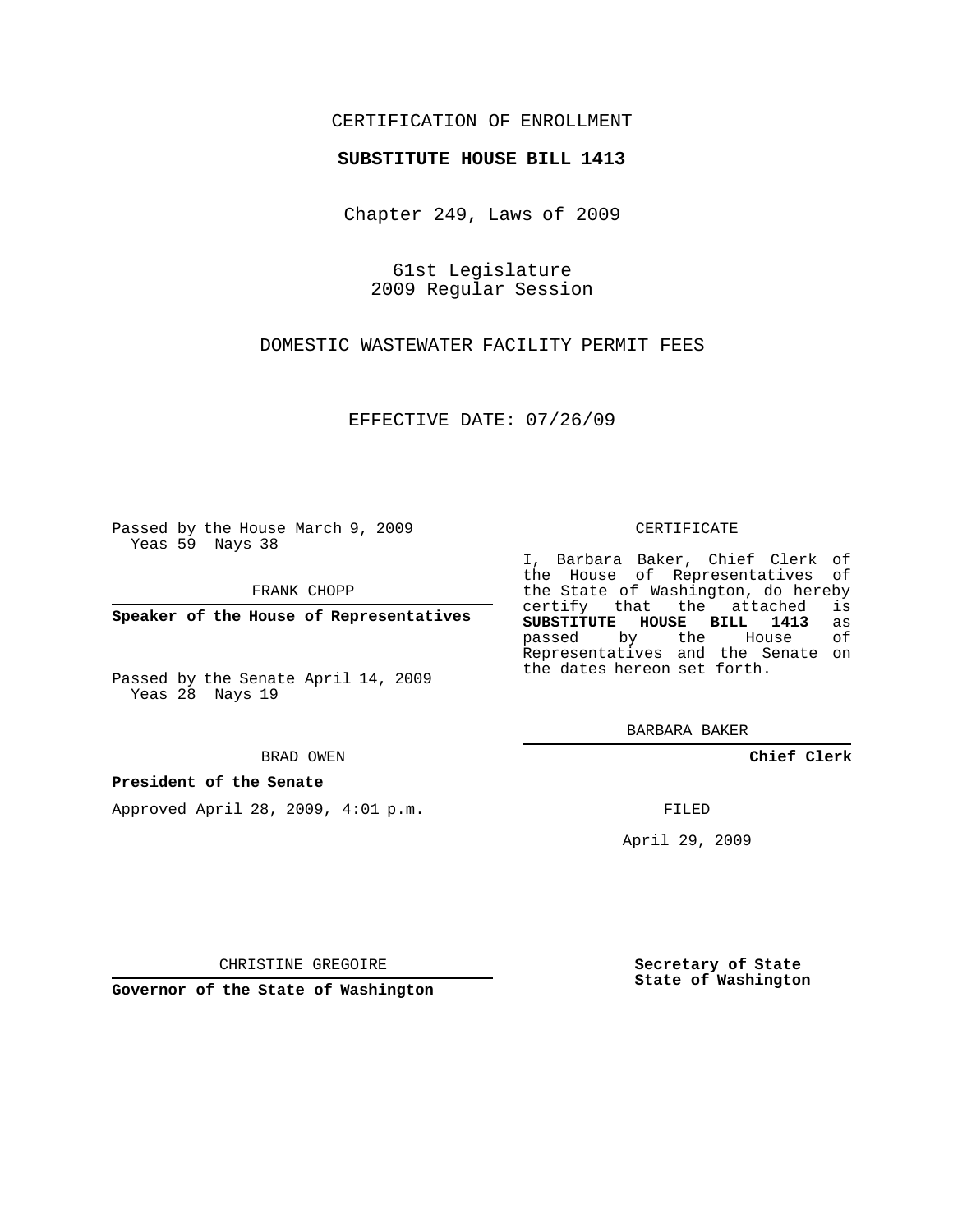CERTIFICATION OF ENROLLMENT

**SUBSTITUTE HOUSE BILL 1413**

Chapter 249, Laws of 2009

61st Legislature
2009 Regular Session

DOMESTIC WASTEWATER FACILITY PERMIT FEES

EFFECTIVE DATE: 07/26/09

Passed by the House March 9, 2009
Yeas 59 Nays 38

FRANK CHOPP

**Speaker of the House of Representatives**

Passed by the Senate April 14, 2009
Yeas 28 Nays 19

BRAD OWEN

**President of the Senate**

Approved April 28, 2009, 4:01 p.m.

CHRISTINE GREGOIRE

**Governor of the State of Washington**

CERTIFICATE

I, Barbara Baker, Chief Clerk of the House of Representatives of the State of Washington, do hereby certify that the attached is **SUBSTITUTE HOUSE BILL 1413** as passed by the House of Representatives and the Senate on the dates hereon set forth.

BARBARA BAKER

**Chief Clerk**

FILED

April 29, 2009

**Secretary of State**
**State of Washington**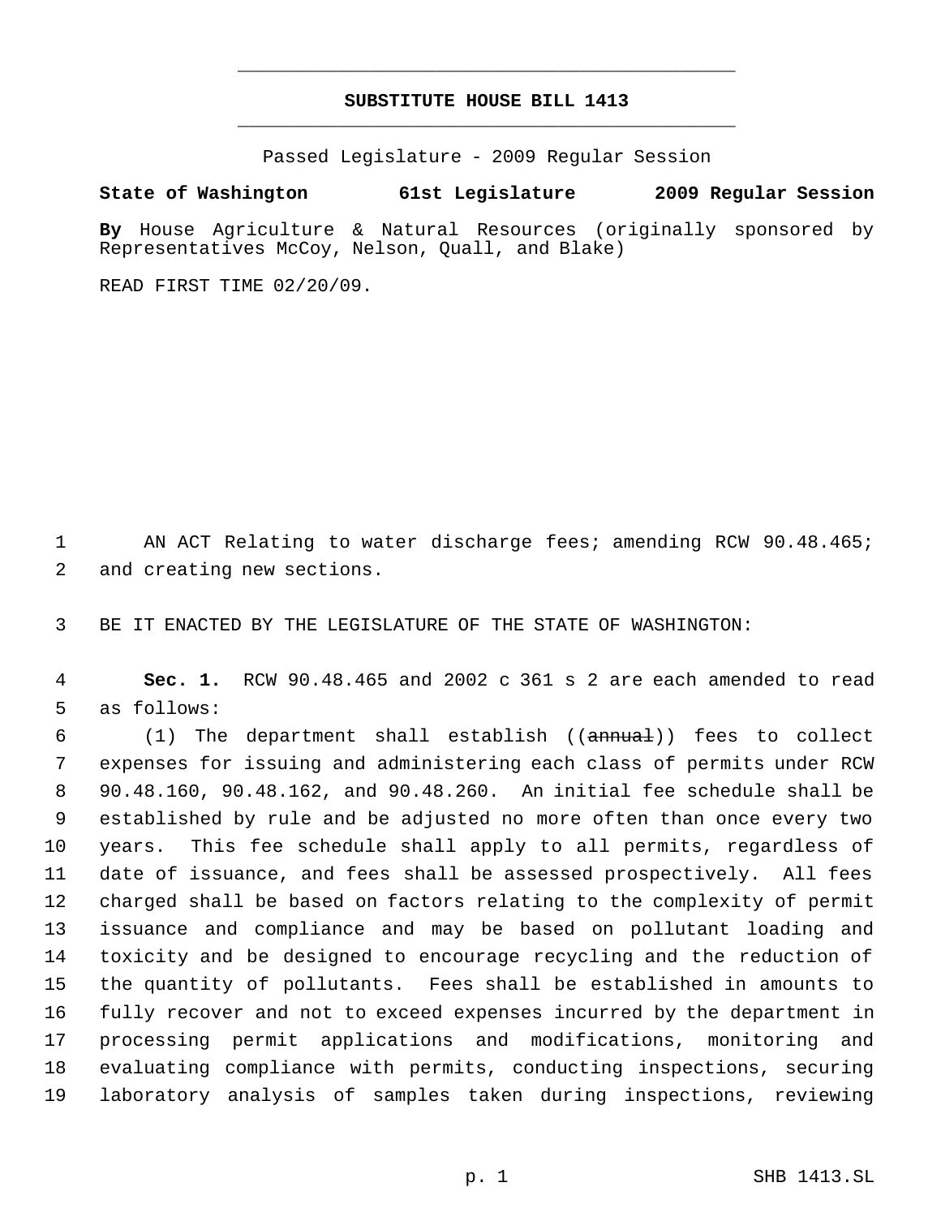# SUBSTITUTE HOUSE BILL 1413

Passed Legislature - 2009 Regular Session

**State of Washington 61st Legislature 2009 Regular Session**

**By** House Agriculture & Natural Resources (originally sponsored by Representatives McCoy, Nelson, Quall, and Blake)

READ FIRST TIME 02/20/09.

1 AN ACT Relating to water discharge fees; amending RCW 90.48.465;
2 and creating new sections.

3 BE IT ENACTED BY THE LEGISLATURE OF THE STATE OF WASHINGTON:

4 **Sec. 1.** RCW 90.48.465 and 2002 c 361 s 2 are each amended to read
5 as follows:

6 (1) The department shall establish ((~~annual~~)) fees to collect
7 expenses for issuing and administering each class of permits under RCW
8 90.48.160, 90.48.162, and 90.48.260. An initial fee schedule shall be
9 established by rule and be adjusted no more often than once every two
10 years. This fee schedule shall apply to all permits, regardless of
11 date of issuance, and fees shall be assessed prospectively. All fees
12 charged shall be based on factors relating to the complexity of permit
13 issuance and compliance and may be based on pollutant loading and
14 toxicity and be designed to encourage recycling and the reduction of
15 the quantity of pollutants. Fees shall be established in amounts to
16 fully recover and not to exceed expenses incurred by the department in
17 processing permit applications and modifications, monitoring and
18 evaluating compliance with permits, conducting inspections, securing
19 laboratory analysis of samples taken during inspections, reviewing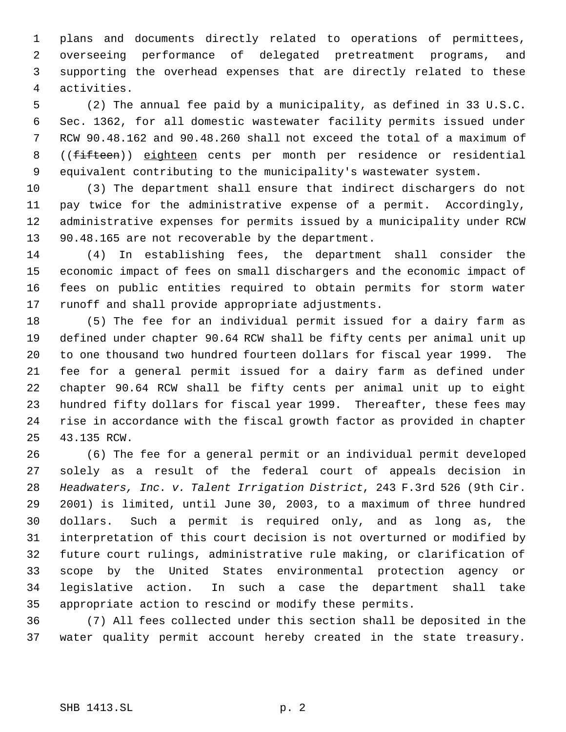plans and documents directly related to operations of permittees, overseeing performance of delegated pretreatment programs, and supporting the overhead expenses that are directly related to these activities.

(2) The annual fee paid by a municipality, as defined in 33 U.S.C. Sec. 1362, for all domestic wastewater facility permits issued under RCW 90.48.162 and 90.48.260 shall not exceed the total of a maximum of ((~~fifteen~~)) <u>eighteen</u> cents per month per residence or residential equivalent contributing to the municipality's wastewater system.

(3) The department shall ensure that indirect dischargers do not pay twice for the administrative expense of a permit. Accordingly, administrative expenses for permits issued by a municipality under RCW 90.48.165 are not recoverable by the department.

(4) In establishing fees, the department shall consider the economic impact of fees on small dischargers and the economic impact of fees on public entities required to obtain permits for storm water runoff and shall provide appropriate adjustments.

(5) The fee for an individual permit issued for a dairy farm as defined under chapter 90.64 RCW shall be fifty cents per animal unit up to one thousand two hundred fourteen dollars for fiscal year 1999. The fee for a general permit issued for a dairy farm as defined under chapter 90.64 RCW shall be fifty cents per animal unit up to eight hundred fifty dollars for fiscal year 1999. Thereafter, these fees may rise in accordance with the fiscal growth factor as provided in chapter 43.135 RCW.

(6) The fee for a general permit or an individual permit developed solely as a result of the federal court of appeals decision in *Headwaters, Inc. v. Talent Irrigation District*, 243 F.3rd 526 (9th Cir. 2001) is limited, until June 30, 2003, to a maximum of three hundred dollars. Such a permit is required only, and as long as, the interpretation of this court decision is not overturned or modified by future court rulings, administrative rule making, or clarification of scope by the United States environmental protection agency or legislative action. In such a case the department shall take appropriate action to rescind or modify these permits.

(7) All fees collected under this section shall be deposited in the water quality permit account hereby created in the state treasury.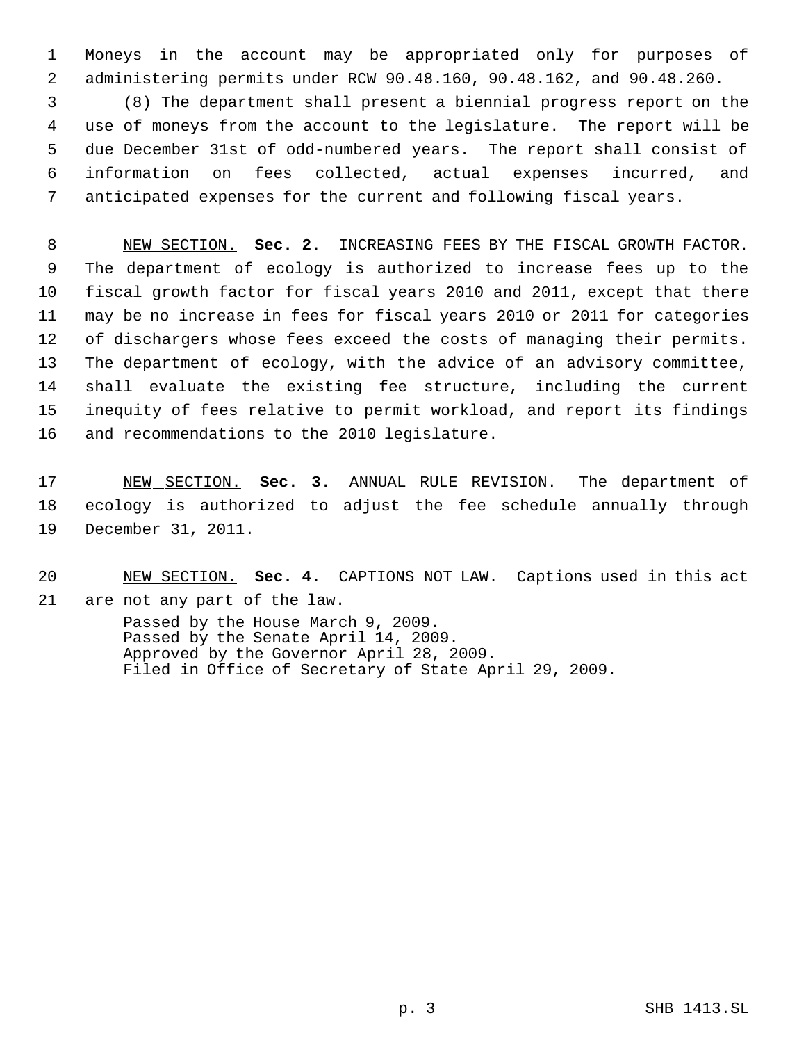Moneys in the account may be appropriated only for purposes of administering permits under RCW 90.48.160, 90.48.162, and 90.48.260.

(8) The department shall present a biennial progress report on the use of moneys from the account to the legislature. The report will be due December 31st of odd-numbered years. The report shall consist of information on fees collected, actual expenses incurred, and anticipated expenses for the current and following fiscal years.

NEW SECTION. **Sec. 2.** INCREASING FEES BY THE FISCAL GROWTH FACTOR. The department of ecology is authorized to increase fees up to the fiscal growth factor for fiscal years 2010 and 2011, except that there may be no increase in fees for fiscal years 2010 or 2011 for categories of dischargers whose fees exceed the costs of managing their permits. The department of ecology, with the advice of an advisory committee, shall evaluate the existing fee structure, including the current inequity of fees relative to permit workload, and report its findings and recommendations to the 2010 legislature.

NEW SECTION. **Sec. 3.** ANNUAL RULE REVISION. The department of ecology is authorized to adjust the fee schedule annually through December 31, 2011.

NEW SECTION. **Sec. 4.** CAPTIONS NOT LAW. Captions used in this act are not any part of the law.

Passed by the House March 9, 2009.
Passed by the Senate April 14, 2009.
Approved by the Governor April 28, 2009.
Filed in Office of Secretary of State April 29, 2009.